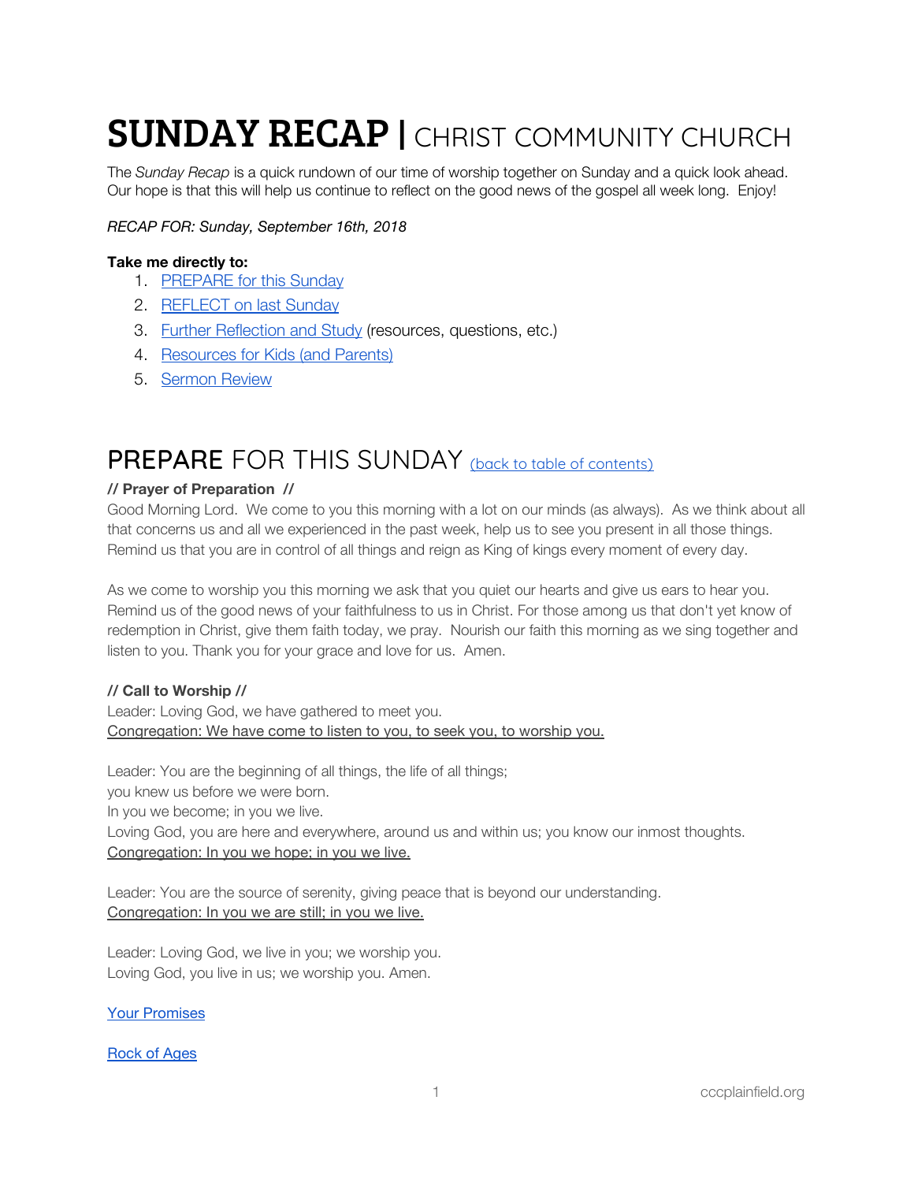# **SUNDAY RECAP |** CHRIST COMMUNITY CHURCH

The *Sunday Recap* is a quick rundown of our time of worship together on Sunday and a quick look ahead. Our hope is that this will help us continue to reflect on the good news of the gospel all week long. Enjoy!

*RECAP FOR: Sunday, September 16th, 2018*

**Take me directly to:**

1. PREPARE for this Sunday
2. REFLECT on last Sunday
3. Further Reflection and Study (resources, questions, etc.)
4. Resources for Kids (and Parents)
5. Sermon Review

## PREPARE FOR THIS SUNDAY (back to table of contents)

**// Prayer of Preparation //**

Good Morning Lord. We come to you this morning with a lot on our minds (as always). As we think about all that concerns us and all we experienced in the past week, help us to see you present in all those things. Remind us that you are in control of all things and reign as King of kings every moment of every day.

As we come to worship you this morning we ask that you quiet our hearts and give us ears to hear you. Remind us of the good news of your faithfulness to us in Christ. For those among us that don't yet know of redemption in Christ, give them faith today, we pray. Nourish our faith this morning as we sing together and listen to you. Thank you for your grace and love for us. Amen.

**// Call to Worship //**

Leader: Loving God, we have gathered to meet you.
Congregation: We have come to listen to you, to seek you, to worship you.

Leader: You are the beginning of all things, the life of all things;
you knew us before we were born.
In you we become; in you we live.
Loving God, you are here and everywhere, around us and within us; you know our inmost thoughts.
Congregation: In you we hope; in you we live.

Leader: You are the source of serenity, giving peace that is beyond our understanding.
Congregation: In you we are still; in you we live.

Leader: Loving God, we live in you; we worship you.
Loving God, you live in us; we worship you. Amen.

Your Promises

Rock of Ages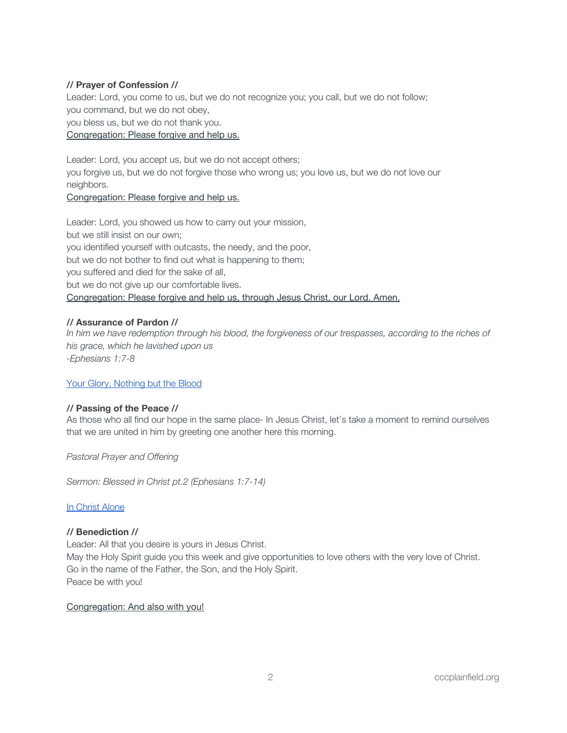**// Prayer of Confession //**

Leader: Lord, you come to us, but we do not recognize you; you call, but we do not follow;
you command, but we do not obey,
you bless us, but we do not thank you.
<u>Congregation: Please forgive and help us.</u>

Leader: Lord, you accept us, but we do not accept others;
you forgive us, but we do not forgive those who wrong us; you love us, but we do not love our neighbors.
<u>Congregation: Please forgive and help us.</u>

Leader: Lord, you showed us how to carry out your mission,
but we still insist on our own;
you identified yourself with outcasts, the needy, and the poor,
but we do not bother to find out what is happening to them;
you suffered and died for the sake of all,
but we do not give up our comfortable lives.
<u>Congregation: Please forgive and help us, through Jesus Christ, our Lord. Amen.</u>

**// Assurance of Pardon //**

*In him we have redemption through his blood, the forgiveness of our trespasses, according to the riches of his grace, which he lavished upon us*
*-Ephesians 1:7-8*

Your Glory, Nothing but the Blood

**// Passing of the Peace //**

As those who all find our hope in the same place- In Jesus Christ, let's take a moment to remind ourselves that we are united in him by greeting one another here this morning.

*Pastoral Prayer and Offering*

*Sermon: Blessed in Christ pt.2 (Ephesians 1:7-14)*

In Christ Alone

**// Benediction //**

Leader: All that you desire is yours in Jesus Christ.
May the Holy Spirit guide you this week and give opportunities to love others with the very love of Christ.
Go in the name of the Father, the Son, and the Holy Spirit.
Peace be with you!

<u>Congregation: And also with you!</u>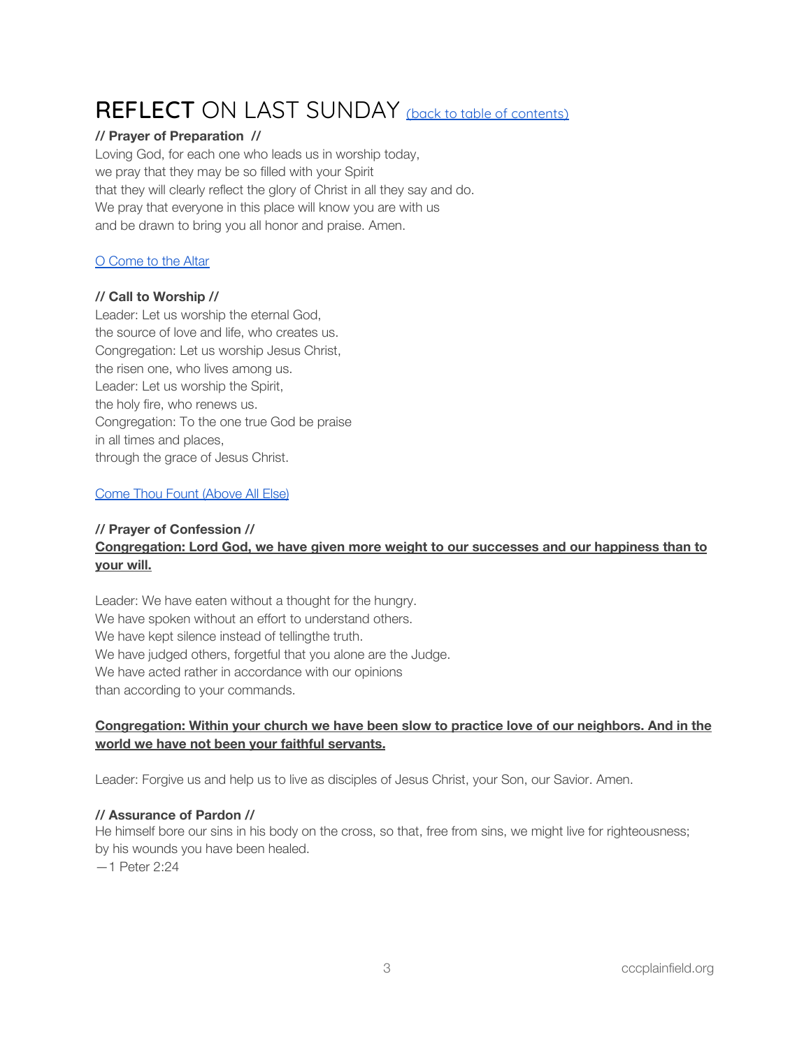# REFLECT ON LAST SUNDAY (back to table of contents)

**// Prayer of Preparation //**

Loving God, for each one who leads us in worship today,
we pray that they may be so filled with your Spirit
that they will clearly reflect the glory of Christ in all they say and do.
We pray that everyone in this place will know you are with us
and be drawn to bring you all honor and praise. Amen.

O Come to the Altar

**// Call to Worship //**

Leader: Let us worship the eternal God,
the source of love and life, who creates us.
Congregation: Let us worship Jesus Christ,
the risen one, who lives among us.
Leader: Let us worship the Spirit,
the holy fire, who renews us.
Congregation: To the one true God be praise
in all times and places,
through the grace of Jesus Christ.

Come Thou Fount (Above All Else)

**// Prayer of Confession //**

**Congregation: Lord God, we have given more weight to our successes and our happiness than to your will.**

Leader: We have eaten without a thought for the hungry.
We have spoken without an effort to understand others.
We have kept silence instead of tellingthe truth.
We have judged others, forgetful that you alone are the Judge.
We have acted rather in accordance with our opinions
than according to your commands.

**Congregation: Within your church we have been slow to practice love of our neighbors. And in the world we have not been your faithful servants.**

Leader: Forgive us and help us to live as disciples of Jesus Christ, your Son, our Savior. Amen.

**// Assurance of Pardon //**

He himself bore our sins in his body on the cross, so that, free from sins, we might live for righteousness;
by his wounds you have been healed.
—1 Peter 2:24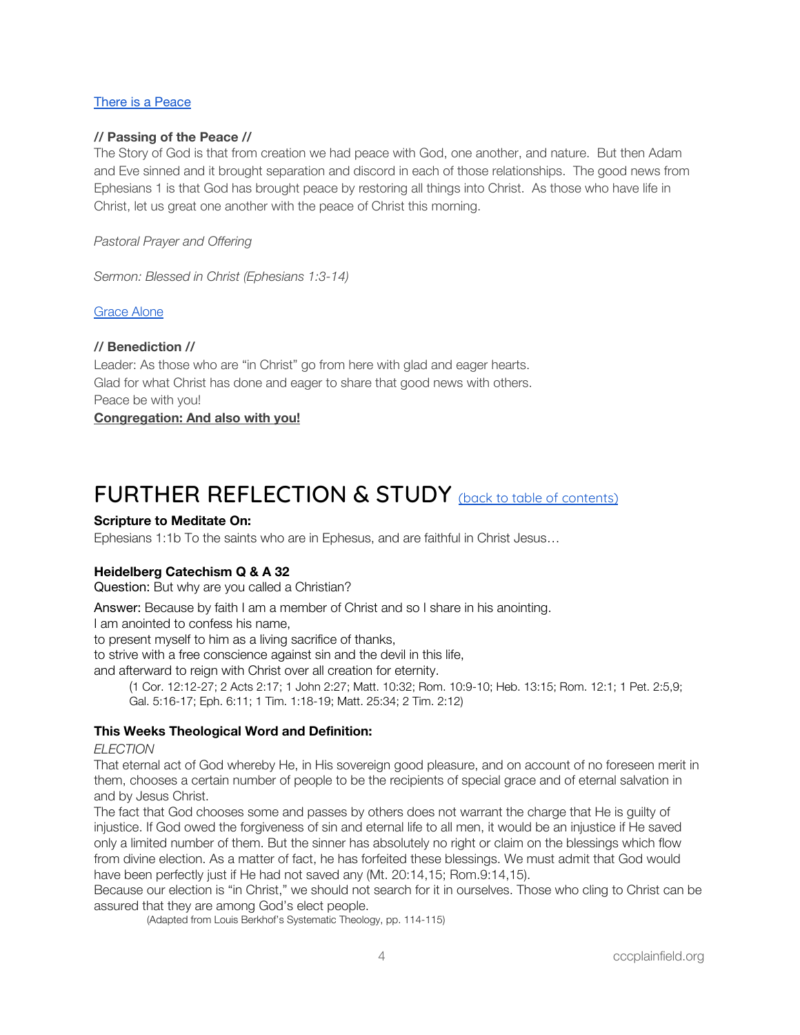[There is a Peace]

**// Passing of the Peace //**
The Story of God is that from creation we had peace with God, one another, and nature. But then Adam and Eve sinned and it brought separation and discord in each of those relationships. The good news from Ephesians 1 is that God has brought peace by restoring all things into Christ. As those who have life in Christ, let us great one another with the peace of Christ this morning.

*Pastoral Prayer and Offering*

*Sermon: Blessed in Christ (Ephesians 1:3-14)*

[Grace Alone]

**// Benediction //**
Leader: As those who are "in Christ" go from here with glad and eager hearts.
Glad for what Christ has done and eager to share that good news with others.
Peace be with you!
**Congregation: And also with you!**

# FURTHER REFLECTION & STUDY [(back to table of contents)]

**Scripture to Meditate On:**
Ephesians 1:1b To the saints who are in Ephesus, and are faithful in Christ Jesus…

**Heidelberg Catechism Q & A 32**
Question: But why are you called a Christian?

Answer: Because by faith I am a member of Christ and so I share in his anointing.
I am anointed to confess his name,
to present myself to him as a living sacrifice of thanks,
to strive with a free conscience against sin and the devil in this life,
and afterward to reign with Christ over all creation for eternity.
(1 Cor. 12:12-27; 2 Acts 2:17; 1 John 2:27; Matt. 10:32; Rom. 10:9-10; Heb. 13:15; Rom. 12:1; 1 Pet. 2:5,9; Gal. 5:16-17; Eph. 6:11; 1 Tim. 1:18-19; Matt. 25:34; 2 Tim. 2:12)

**This Weeks Theological Word and Definition:**
*ELECTION*
That eternal act of God whereby He, in His sovereign good pleasure, and on account of no foreseen merit in them, chooses a certain number of people to be the recipients of special grace and of eternal salvation in and by Jesus Christ.
The fact that God chooses some and passes by others does not warrant the charge that He is guilty of injustice. If God owed the forgiveness of sin and eternal life to all men, it would be an injustice if He saved only a limited number of them. But the sinner has absolutely no right or claim on the blessings which flow from divine election. As a matter of fact, he has forfeited these blessings. We must admit that God would have been perfectly just if He had not saved any (Mt. 20:14,15; Rom.9:14,15).
Because our election is "in Christ," we should not search for it in ourselves. Those who cling to Christ can be assured that they are among God's elect people.
(Adapted from Louis Berkhof's Systematic Theology, pp. 114-115)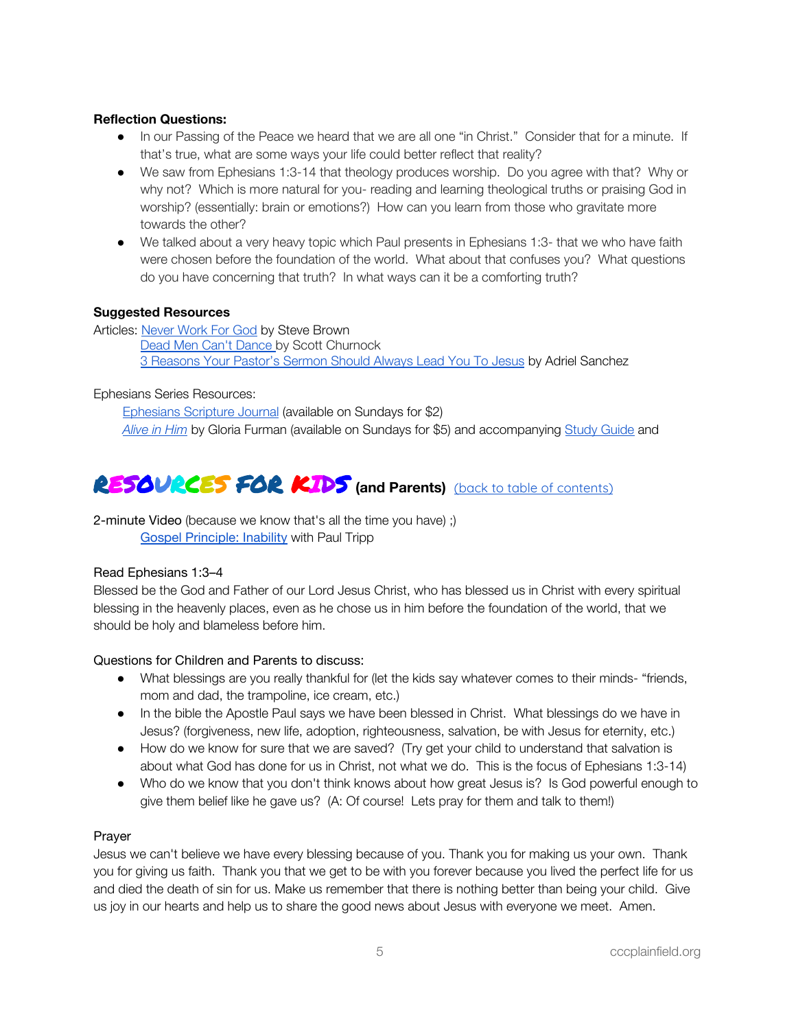**Reflection Questions:**

- In our Passing of the Peace we heard that we are all one "in Christ." Consider that for a minute. If that's true, what are some ways your life could better reflect that reality?
- We saw from Ephesians 1:3-14 that theology produces worship. Do you agree with that? Why or why not? Which is more natural for you- reading and learning theological truths or praising God in worship? (essentially: brain or emotions?) How can you learn from those who gravitate more towards the other?
- We talked about a very heavy topic which Paul presents in Ephesians 1:3- that we who have faith were chosen before the foundation of the world. What about that confuses you? What questions do you have concerning that truth? In what ways can it be a comforting truth?

**Suggested Resources**

Articles: Never Work For God by Steve Brown
Dead Men Can't Dance by Scott Churnock
3 Reasons Your Pastor's Sermon Should Always Lead You To Jesus by Adriel Sanchez

Ephesians Series Resources:
Ephesians Scripture Journal (available on Sundays for $2)
*Alive in Him* by Gloria Furman (available on Sundays for $5) and accompanying Study Guide and

## RESOURCES FOR KIDS (and Parents) (back to table of contents)

2-minute Video (because we know that's all the time you have) ;)
Gospel Principle: Inability with Paul Tripp

Read Ephesians 1:3–4
Blessed be the God and Father of our Lord Jesus Christ, who has blessed us in Christ with every spiritual blessing in the heavenly places, even as he chose us in him before the foundation of the world, that we should be holy and blameless before him.

Questions for Children and Parents to discuss:

- What blessings are you really thankful for (let the kids say whatever comes to their minds- "friends, mom and dad, the trampoline, ice cream, etc.)
- In the bible the Apostle Paul says we have been blessed in Christ. What blessings do we have in Jesus? (forgiveness, new life, adoption, righteousness, salvation, be with Jesus for eternity, etc.)
- How do we know for sure that we are saved? (Try get your child to understand that salvation is about what God has done for us in Christ, not what we do. This is the focus of Ephesians 1:3-14)
- Who do we know that you don't think knows about how great Jesus is? Is God powerful enough to give them belief like he gave us? (A: Of course! Lets pray for them and talk to them!)

Prayer
Jesus we can't believe we have every blessing because of you. Thank you for making us your own. Thank you for giving us faith. Thank you that we get to be with you forever because you lived the perfect life for us and died the death of sin for us. Make us remember that there is nothing better than being your child. Give us joy in our hearts and help us to share the good news about Jesus with everyone we meet. Amen.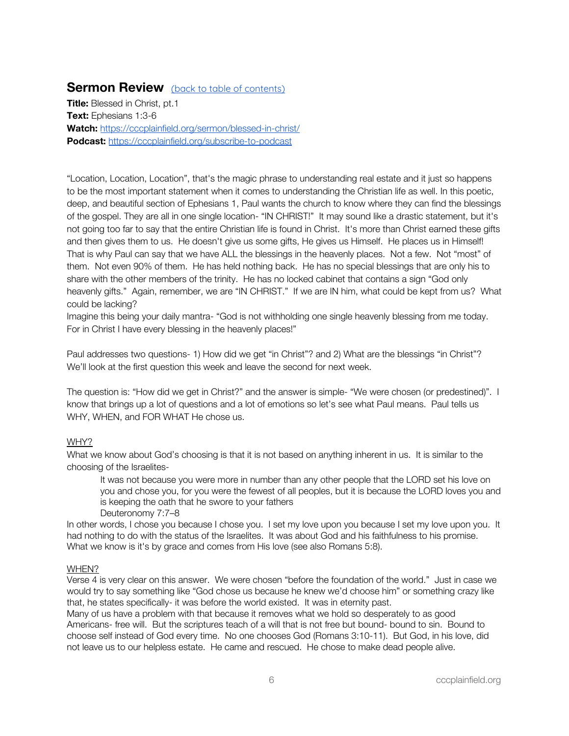## Sermon Review [(back to table of contents)]

**Title:** Blessed in Christ, pt.1
**Text:** Ephesians 1:3-6
**Watch:** https://cccplainfield.org/sermon/blessed-in-christ/
**Podcast:** https://cccplainfield.org/subscribe-to-podcast

"Location, Location, Location", that's the magic phrase to understanding real estate and it just so happens to be the most important statement when it comes to understanding the Christian life as well. In this poetic, deep, and beautiful section of Ephesians 1, Paul wants the church to know where they can find the blessings of the gospel. They are all in one single location- "IN CHRIST!" It may sound like a drastic statement, but it's not going too far to say that the entire Christian life is found in Christ. It's more than Christ earned these gifts and then gives them to us. He doesn't give us some gifts, He gives us Himself. He places us in Himself! That is why Paul can say that we have ALL the blessings in the heavenly places. Not a few. Not "most" of them. Not even 90% of them. He has held nothing back. He has no special blessings that are only his to share with the other members of the trinity. He has no locked cabinet that contains a sign "God only heavenly gifts." Again, remember, we are "IN CHRIST." If we are IN him, what could be kept from us? What could be lacking?
Imagine this being your daily mantra- "God is not withholding one single heavenly blessing from me today. For in Christ I have every blessing in the heavenly places!"

Paul addresses two questions- 1) How did we get "in Christ"? and 2) What are the blessings "in Christ"? We'll look at the first question this week and leave the second for next week.

The question is: "How did we get in Christ?" and the answer is simple- "We were chosen (or predestined)". I know that brings up a lot of questions and a lot of emotions so let's see what Paul means. Paul tells us WHY, WHEN, and FOR WHAT He chose us.

WHY?
What we know about God's choosing is that it is not based on anything inherent in us. It is similar to the choosing of the Israelites-

> It was not because you were more in number than any other people that the LORD set his love on you and chose you, for you were the fewest of all peoples, but it is because the LORD loves you and is keeping the oath that he swore to your fathers
> Deuteronomy 7:7–8

In other words, I chose you because I chose you. I set my love upon you because I set my love upon you. It had nothing to do with the status of the Israelites. It was about God and his faithfulness to his promise. What we know is it's by grace and comes from His love (see also Romans 5:8).

WHEN?
Verse 4 is very clear on this answer. We were chosen "before the foundation of the world." Just in case we would try to say something like "God chose us because he knew we'd choose him" or something crazy like that, he states specifically- it was before the world existed. It was in eternity past.
Many of us have a problem with that because it removes what we hold so desperately to as good Americans- free will. But the scriptures teach of a will that is not free but bound- bound to sin. Bound to choose self instead of God every time. No one chooses God (Romans 3:10-11). But God, in his love, did not leave us to our helpless estate. He came and rescued. He chose to make dead people alive.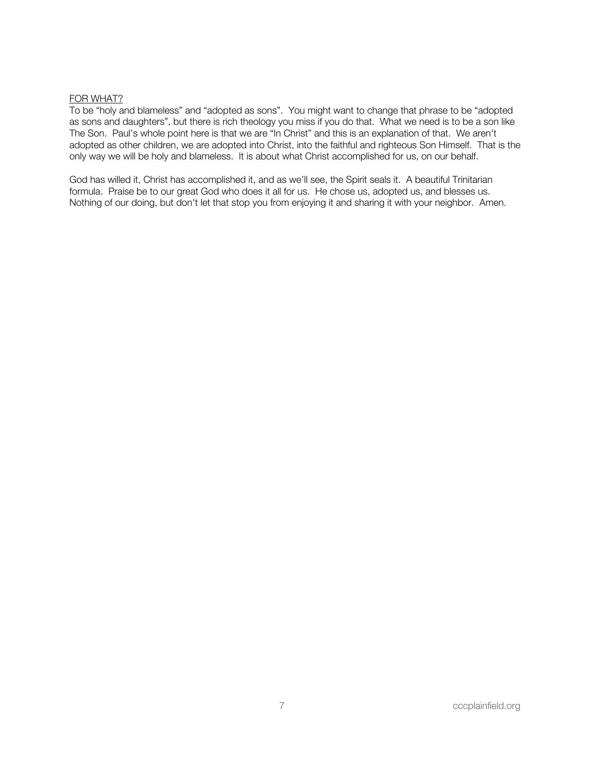<u>FOR WHAT?</u>

To be “holy and blameless” and “adopted as sons”. You might want to change that phrase to be “adopted as sons and daughters”, but there is rich theology you miss if you do that. What we need is to be a son like The Son. Paul’s whole point here is that we are “In Christ” and this is an explanation of that. We aren't adopted as other children, we are adopted into Christ, into the faithful and righteous Son Himself. That is the only way we will be holy and blameless. It is about what Christ accomplished for us, on our behalf.

God has willed it, Christ has accomplished it, and as we’ll see, the Spirit seals it. A beautiful Trinitarian formula. Praise be to our great God who does it all for us. He chose us, adopted us, and blesses us. Nothing of our doing, but don't let that stop you from enjoying it and sharing it with your neighbor. Amen.